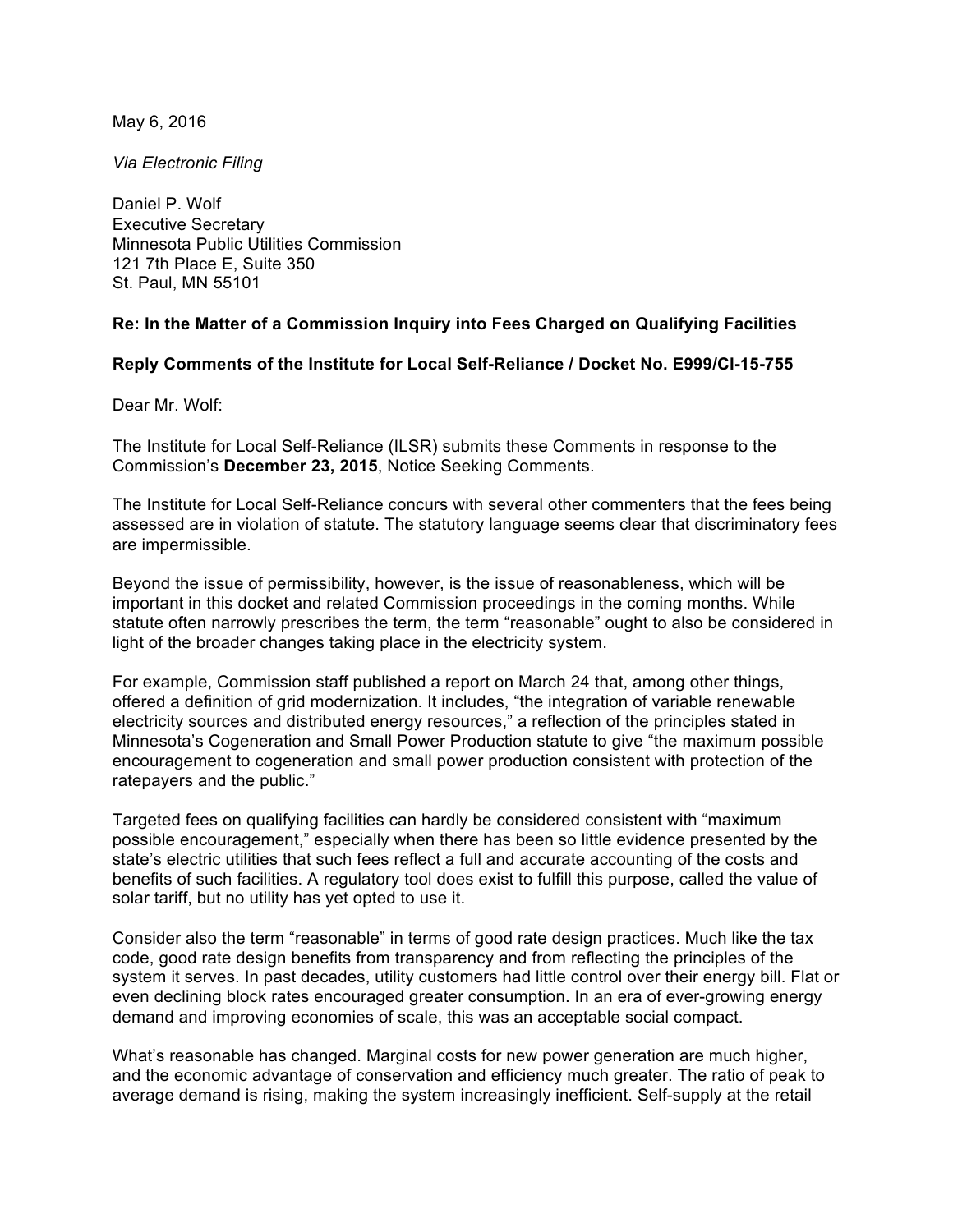May 6, 2016

*Via Electronic Filing*

Daniel P. Wolf
Executive Secretary
Minnesota Public Utilities Commission
121 7th Place E, Suite 350
St. Paul, MN 55101

**Re: In the Matter of a Commission Inquiry into Fees Charged on Qualifying Facilities**

**Reply Comments of the Institute for Local Self-Reliance / Docket No. E999/CI-15-755**

Dear Mr. Wolf:

The Institute for Local Self-Reliance (ILSR) submits these Comments in response to the Commission's **December 23, 2015**, Notice Seeking Comments.

The Institute for Local Self-Reliance concurs with several other commenters that the fees being assessed are in violation of statute. The statutory language seems clear that discriminatory fees are impermissible.

Beyond the issue of permissibility, however, is the issue of reasonableness, which will be important in this docket and related Commission proceedings in the coming months. While statute often narrowly prescribes the term, the term "reasonable" ought to also be considered in light of the broader changes taking place in the electricity system.

For example, Commission staff published a report on March 24 that, among other things, offered a definition of grid modernization. It includes, "the integration of variable renewable electricity sources and distributed energy resources," a reflection of the principles stated in Minnesota's Cogeneration and Small Power Production statute to give "the maximum possible encouragement to cogeneration and small power production consistent with protection of the ratepayers and the public."

Targeted fees on qualifying facilities can hardly be considered consistent with "maximum possible encouragement," especially when there has been so little evidence presented by the state's electric utilities that such fees reflect a full and accurate accounting of the costs and benefits of such facilities. A regulatory tool does exist to fulfill this purpose, called the value of solar tariff, but no utility has yet opted to use it.

Consider also the term "reasonable" in terms of good rate design practices. Much like the tax code, good rate design benefits from transparency and from reflecting the principles of the system it serves. In past decades, utility customers had little control over their energy bill. Flat or even declining block rates encouraged greater consumption. In an era of ever-growing energy demand and improving economies of scale, this was an acceptable social compact.

What's reasonable has changed. Marginal costs for new power generation are much higher, and the economic advantage of conservation and efficiency much greater. The ratio of peak to average demand is rising, making the system increasingly inefficient. Self-supply at the retail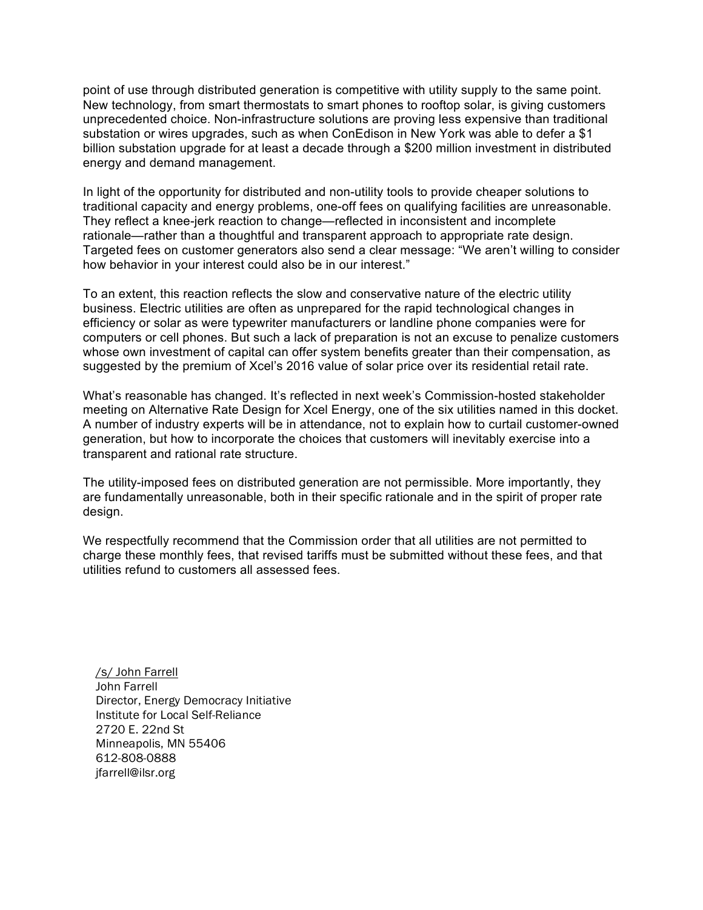point of use through distributed generation is competitive with utility supply to the same point. New technology, from smart thermostats to smart phones to rooftop solar, is giving customers unprecedented choice. Non-infrastructure solutions are proving less expensive than traditional substation or wires upgrades, such as when ConEdison in New York was able to defer a $1 billion substation upgrade for at least a decade through a $200 million investment in distributed energy and demand management.

In light of the opportunity for distributed and non-utility tools to provide cheaper solutions to traditional capacity and energy problems, one-off fees on qualifying facilities are unreasonable. They reflect a knee-jerk reaction to change—reflected in inconsistent and incomplete rationale—rather than a thoughtful and transparent approach to appropriate rate design. Targeted fees on customer generators also send a clear message: “We aren’t willing to consider how behavior in your interest could also be in our interest.”

To an extent, this reaction reflects the slow and conservative nature of the electric utility business. Electric utilities are often as unprepared for the rapid technological changes in efficiency or solar as were typewriter manufacturers or landline phone companies were for computers or cell phones. But such a lack of preparation is not an excuse to penalize customers whose own investment of capital can offer system benefits greater than their compensation, as suggested by the premium of Xcel’s 2016 value of solar price over its residential retail rate.

What’s reasonable has changed. It’s reflected in next week’s Commission-hosted stakeholder meeting on Alternative Rate Design for Xcel Energy, one of the six utilities named in this docket. A number of industry experts will be in attendance, not to explain how to curtail customer-owned generation, but how to incorporate the choices that customers will inevitably exercise into a transparent and rational rate structure.

The utility-imposed fees on distributed generation are not permissible. More importantly, they are fundamentally unreasonable, both in their specific rationale and in the spirit of proper rate design.

We respectfully recommend that the Commission order that all utilities are not permitted to charge these monthly fees, that revised tariffs must be submitted without these fees, and that utilities refund to customers all assessed fees.

/s/ John Farrell
John Farrell
Director, Energy Democracy Initiative
Institute for Local Self-Reliance
2720 E. 22nd St
Minneapolis, MN 55406
612-808-0888
jfarrell@ilsr.org